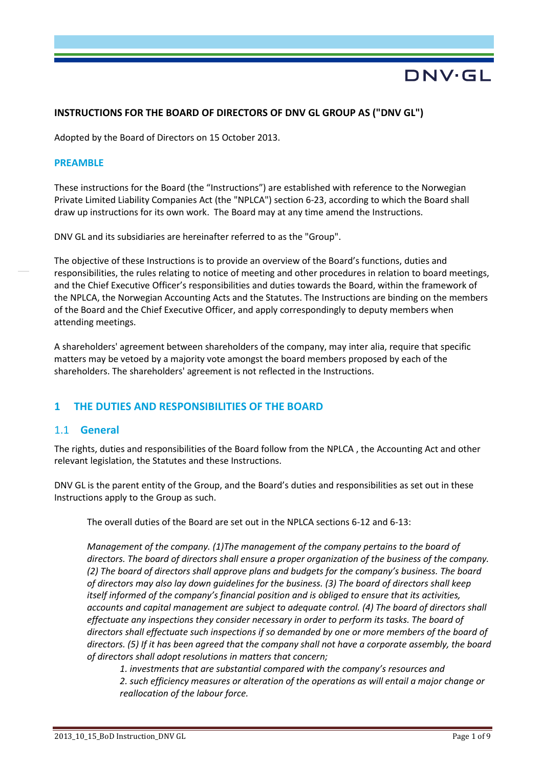**INSTRUCTIONS FOR THE BOARD OF DIRECTORS OF DNV GL GROUP AS ("DNV GL")**

Adopted by the Board of Directors on 15 October 2013.

## PREAMBLE

These instructions for the Board (the "Instructions") are established with reference to the Norwegian Private Limited Liability Companies Act (the "NPLCA") section 6-23, according to which the Board shall draw up instructions for its own work. The Board may at any time amend the Instructions.

DNV GL and its subsidiaries are hereinafter referred to as the "Group".

The objective of these Instructions is to provide an overview of the Board's functions, duties and responsibilities, the rules relating to notice of meeting and other procedures in relation to board meetings, and the Chief Executive Officer's responsibilities and duties towards the Board, within the framework of the NPLCA, the Norwegian Accounting Acts and the Statutes. The Instructions are binding on the members of the Board and the Chief Executive Officer, and apply correspondingly to deputy members when attending meetings.

A shareholders' agreement between shareholders of the company, may inter alia, require that specific matters may be vetoed by a majority vote amongst the board members proposed by each of the shareholders. The shareholders' agreement is not reflected in the Instructions.

## 1 THE DUTIES AND RESPONSIBILITIES OF THE BOARD

### 1.1 General

The rights, duties and responsibilities of the Board follow from the NPLCA , the Accounting Act and other relevant legislation, the Statutes and these Instructions.

DNV GL is the parent entity of the Group, and the Board's duties and responsibilities as set out in these Instructions apply to the Group as such.

The overall duties of the Board are set out in the NPLCA sections 6-12 and 6-13:

*Management of the company. (1)The management of the company pertains to the board of directors. The board of directors shall ensure a proper organization of the business of the company. (2) The board of directors shall approve plans and budgets for the company's business. The board of directors may also lay down guidelines for the business. (3) The board of directors shall keep itself informed of the company's financial position and is obliged to ensure that its activities, accounts and capital management are subject to adequate control. (4) The board of directors shall effectuate any inspections they consider necessary in order to perform its tasks. The board of directors shall effectuate such inspections if so demanded by one or more members of the board of directors. (5) If it has been agreed that the company shall not have a corporate assembly, the board of directors shall adopt resolutions in matters that concern;*

*1. investments that are substantial compared with the company's resources and*
*2. such efficiency measures or alteration of the operations as will entail a major change or reallocation of the labour force.*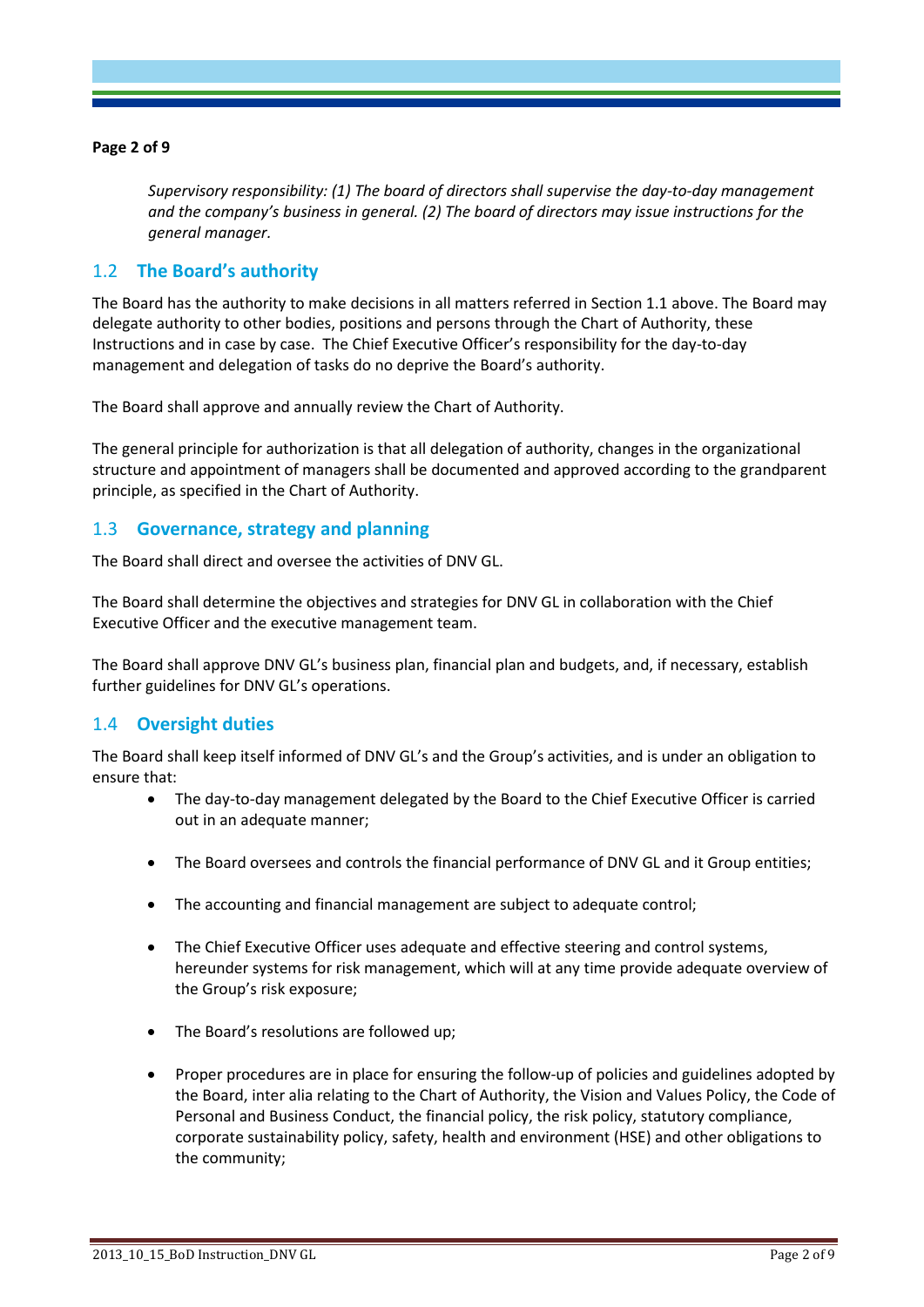*Supervisory responsibility: (1) The board of directors shall supervise the day-to-day management and the company's business in general. (2) The board of directors may issue instructions for the general manager.*

## 1.2 The Board's authority

The Board has the authority to make decisions in all matters referred in Section 1.1 above. The Board may delegate authority to other bodies, positions and persons through the Chart of Authority, these Instructions and in case by case. The Chief Executive Officer's responsibility for the day-to-day management and delegation of tasks do no deprive the Board's authority.

The Board shall approve and annually review the Chart of Authority.

The general principle for authorization is that all delegation of authority, changes in the organizational structure and appointment of managers shall be documented and approved according to the grandparent principle, as specified in the Chart of Authority.

## 1.3 Governance, strategy and planning

The Board shall direct and oversee the activities of DNV GL.

The Board shall determine the objectives and strategies for DNV GL in collaboration with the Chief Executive Officer and the executive management team.

The Board shall approve DNV GL's business plan, financial plan and budgets, and, if necessary, establish further guidelines for DNV GL's operations.

## 1.4 Oversight duties

The Board shall keep itself informed of DNV GL's and the Group's activities, and is under an obligation to ensure that:

- The day-to-day management delegated by the Board to the Chief Executive Officer is carried out in an adequate manner;
- The Board oversees and controls the financial performance of DNV GL and it Group entities;
- The accounting and financial management are subject to adequate control;
- The Chief Executive Officer uses adequate and effective steering and control systems, hereunder systems for risk management, which will at any time provide adequate overview of the Group's risk exposure;
- The Board's resolutions are followed up;
- Proper procedures are in place for ensuring the follow-up of policies and guidelines adopted by the Board, inter alia relating to the Chart of Authority, the Vision and Values Policy, the Code of Personal and Business Conduct, the financial policy, the risk policy, statutory compliance, corporate sustainability policy, safety, health and environment (HSE) and other obligations to the community;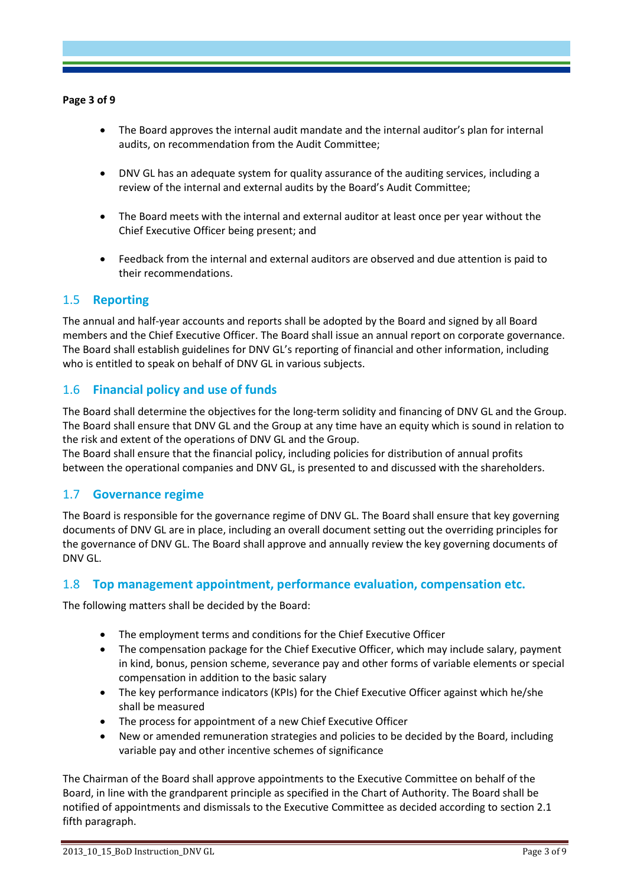- The Board approves the internal audit mandate and the internal auditor's plan for internal audits, on recommendation from the Audit Committee;

- DNV GL has an adequate system for quality assurance of the auditing services, including a review of the internal and external audits by the Board's Audit Committee;

- The Board meets with the internal and external auditor at least once per year without the Chief Executive Officer being present; and

- Feedback from the internal and external auditors are observed and due attention is paid to their recommendations.

## 1.5 Reporting

The annual and half-year accounts and reports shall be adopted by the Board and signed by all Board members and the Chief Executive Officer. The Board shall issue an annual report on corporate governance. The Board shall establish guidelines for DNV GL's reporting of financial and other information, including who is entitled to speak on behalf of DNV GL in various subjects.

## 1.6 Financial policy and use of funds

The Board shall determine the objectives for the long-term solidity and financing of DNV GL and the Group. The Board shall ensure that DNV GL and the Group at any time have an equity which is sound in relation to the risk and extent of the operations of DNV GL and the Group.
The Board shall ensure that the financial policy, including policies for distribution of annual profits between the operational companies and DNV GL, is presented to and discussed with the shareholders.

## 1.7 Governance regime

The Board is responsible for the governance regime of DNV GL. The Board shall ensure that key governing documents of DNV GL are in place, including an overall document setting out the overriding principles for the governance of DNV GL. The Board shall approve and annually review the key governing documents of DNV GL.

## 1.8 Top management appointment, performance evaluation, compensation etc.

The following matters shall be decided by the Board:

- The employment terms and conditions for the Chief Executive Officer
- The compensation package for the Chief Executive Officer, which may include salary, payment in kind, bonus, pension scheme, severance pay and other forms of variable elements or special compensation in addition to the basic salary
- The key performance indicators (KPIs) for the Chief Executive Officer against which he/she shall be measured
- The process for appointment of a new Chief Executive Officer
- New or amended remuneration strategies and policies to be decided by the Board, including variable pay and other incentive schemes of significance

The Chairman of the Board shall approve appointments to the Executive Committee on behalf of the Board, in line with the grandparent principle as specified in the Chart of Authority. The Board shall be notified of appointments and dismissals to the Executive Committee as decided according to section 2.1 fifth paragraph.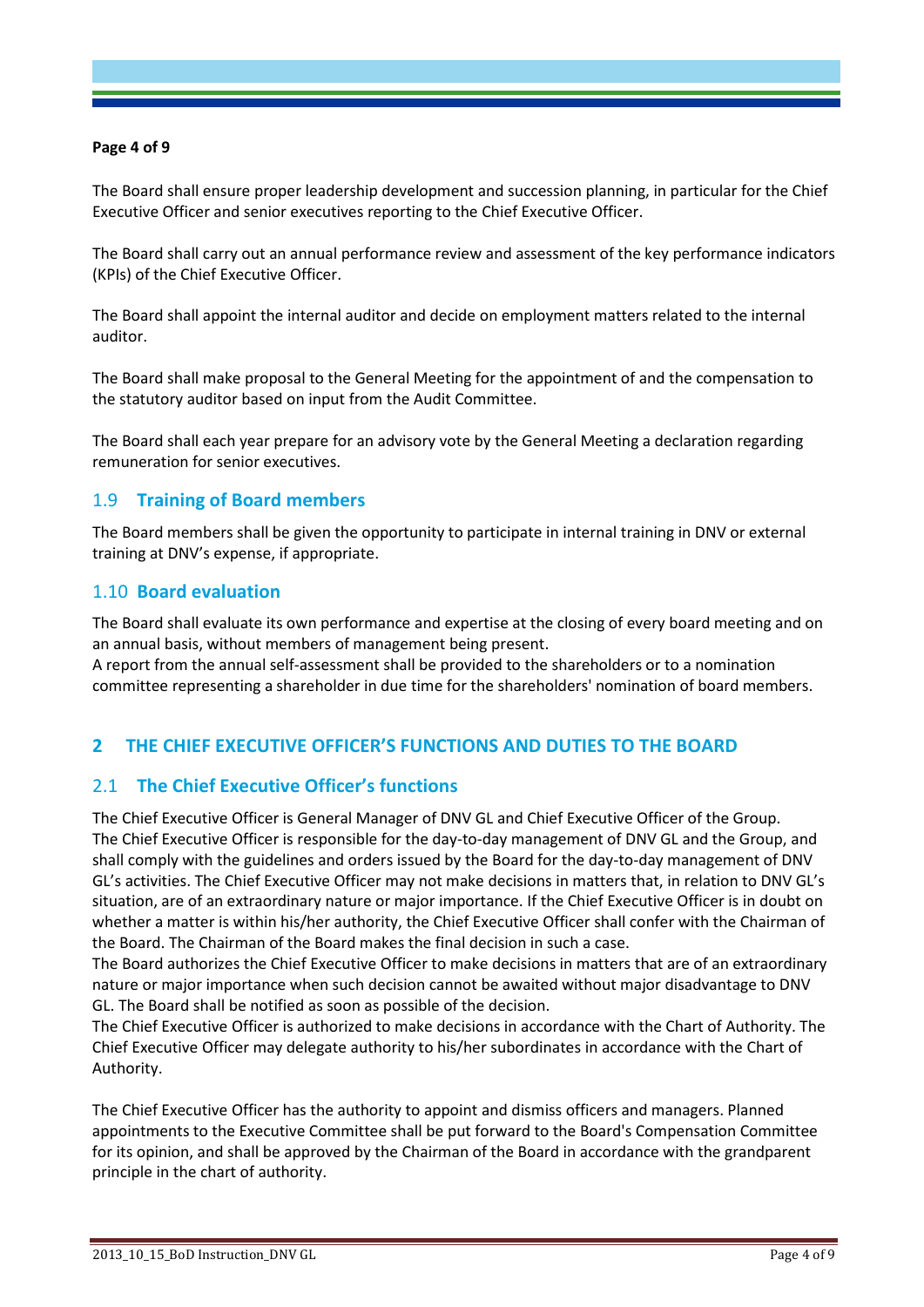The Board shall ensure proper leadership development and succession planning, in particular for the Chief Executive Officer and senior executives reporting to the Chief Executive Officer.

The Board shall carry out an annual performance review and assessment of the key performance indicators (KPIs) of the Chief Executive Officer.

The Board shall appoint the internal auditor and decide on employment matters related to the internal auditor.

The Board shall make proposal to the General Meeting for the appointment of and the compensation to the statutory auditor based on input from the Audit Committee.

The Board shall each year prepare for an advisory vote by the General Meeting a declaration regarding remuneration for senior executives.

### 1.9 Training of Board members

The Board members shall be given the opportunity to participate in internal training in DNV or external training at DNV's expense, if appropriate.

### 1.10 Board evaluation

The Board shall evaluate its own performance and expertise at the closing of every board meeting and on an annual basis, without members of management being present.
A report from the annual self-assessment shall be provided to the shareholders or to a nomination committee representing a shareholder in due time for the shareholders' nomination of board members.

## 2 THE CHIEF EXECUTIVE OFFICER'S FUNCTIONS AND DUTIES TO THE BOARD

### 2.1 The Chief Executive Officer's functions

The Chief Executive Officer is General Manager of DNV GL and Chief Executive Officer of the Group.
The Chief Executive Officer is responsible for the day-to-day management of DNV GL and the Group, and shall comply with the guidelines and orders issued by the Board for the day-to-day management of DNV GL's activities. The Chief Executive Officer may not make decisions in matters that, in relation to DNV GL's situation, are of an extraordinary nature or major importance. If the Chief Executive Officer is in doubt on whether a matter is within his/her authority, the Chief Executive Officer shall confer with the Chairman of the Board. The Chairman of the Board makes the final decision in such a case.
The Board authorizes the Chief Executive Officer to make decisions in matters that are of an extraordinary nature or major importance when such decision cannot be awaited without major disadvantage to DNV GL. The Board shall be notified as soon as possible of the decision.
The Chief Executive Officer is authorized to make decisions in accordance with the Chart of Authority. The Chief Executive Officer may delegate authority to his/her subordinates in accordance with the Chart of Authority.

The Chief Executive Officer has the authority to appoint and dismiss officers and managers. Planned appointments to the Executive Committee shall be put forward to the Board's Compensation Committee for its opinion, and shall be approved by the Chairman of the Board in accordance with the grandparent principle in the chart of authority.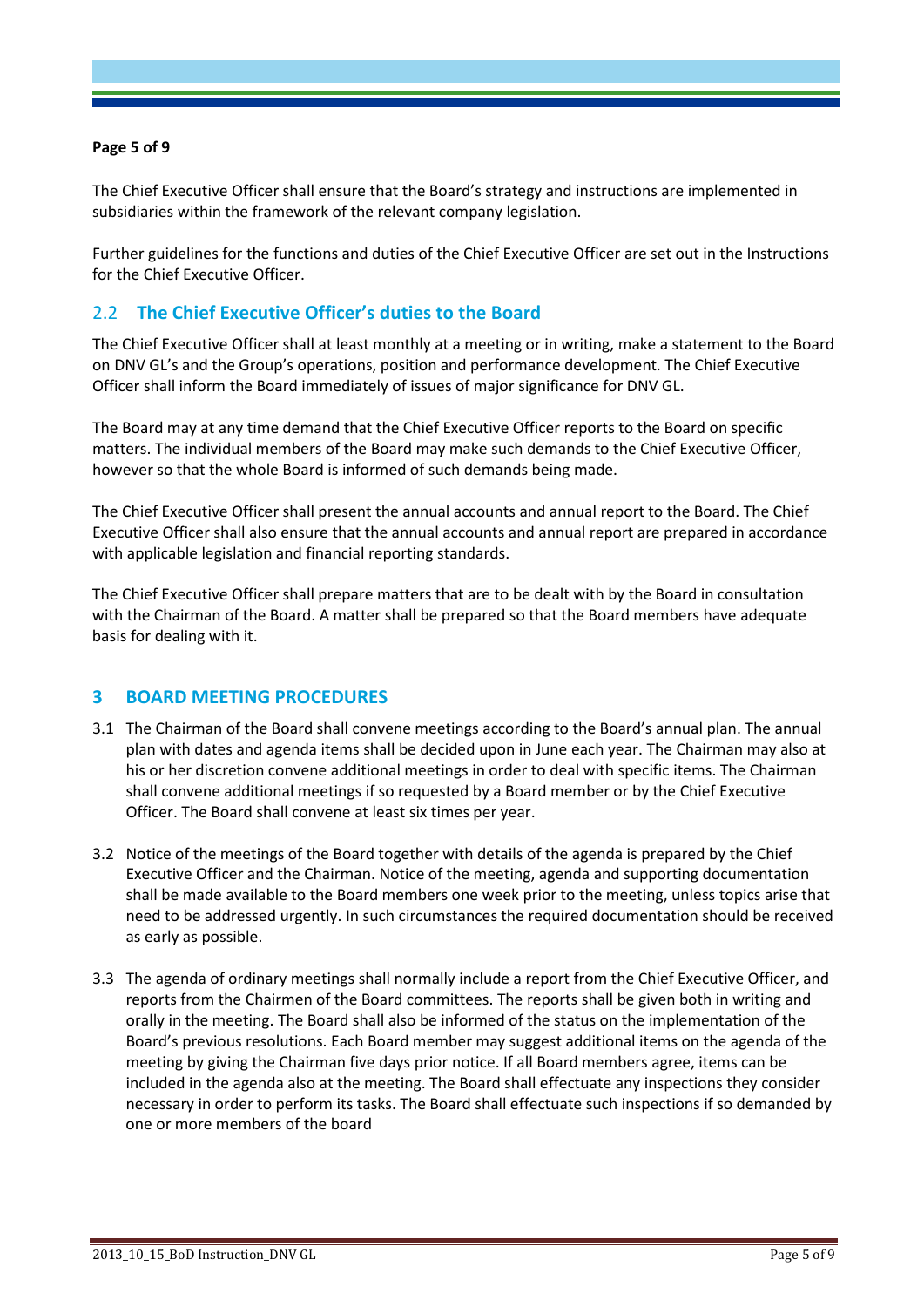The Chief Executive Officer shall ensure that the Board's strategy and instructions are implemented in subsidiaries within the framework of the relevant company legislation.

Further guidelines for the functions and duties of the Chief Executive Officer are set out in the Instructions for the Chief Executive Officer.

## 2.2 The Chief Executive Officer's duties to the Board

The Chief Executive Officer shall at least monthly at a meeting or in writing, make a statement to the Board on DNV GL's and the Group's operations, position and performance development. The Chief Executive Officer shall inform the Board immediately of issues of major significance for DNV GL.

The Board may at any time demand that the Chief Executive Officer reports to the Board on specific matters. The individual members of the Board may make such demands to the Chief Executive Officer, however so that the whole Board is informed of such demands being made.

The Chief Executive Officer shall present the annual accounts and annual report to the Board. The Chief Executive Officer shall also ensure that the annual accounts and annual report are prepared in accordance with applicable legislation and financial reporting standards.

The Chief Executive Officer shall prepare matters that are to be dealt with by the Board in consultation with the Chairman of the Board. A matter shall be prepared so that the Board members have adequate basis for dealing with it.

# 3 BOARD MEETING PROCEDURES

3.1 The Chairman of the Board shall convene meetings according to the Board's annual plan. The annual plan with dates and agenda items shall be decided upon in June each year. The Chairman may also at his or her discretion convene additional meetings in order to deal with specific items. The Chairman shall convene additional meetings if so requested by a Board member or by the Chief Executive Officer. The Board shall convene at least six times per year.

3.2 Notice of the meetings of the Board together with details of the agenda is prepared by the Chief Executive Officer and the Chairman. Notice of the meeting, agenda and supporting documentation shall be made available to the Board members one week prior to the meeting, unless topics arise that need to be addressed urgently. In such circumstances the required documentation should be received as early as possible.

3.3 The agenda of ordinary meetings shall normally include a report from the Chief Executive Officer, and reports from the Chairmen of the Board committees. The reports shall be given both in writing and orally in the meeting. The Board shall also be informed of the status on the implementation of the Board's previous resolutions. Each Board member may suggest additional items on the agenda of the meeting by giving the Chairman five days prior notice. If all Board members agree, items can be included in the agenda also at the meeting. The Board shall effectuate any inspections they consider necessary in order to perform its tasks. The Board shall effectuate such inspections if so demanded by one or more members of the board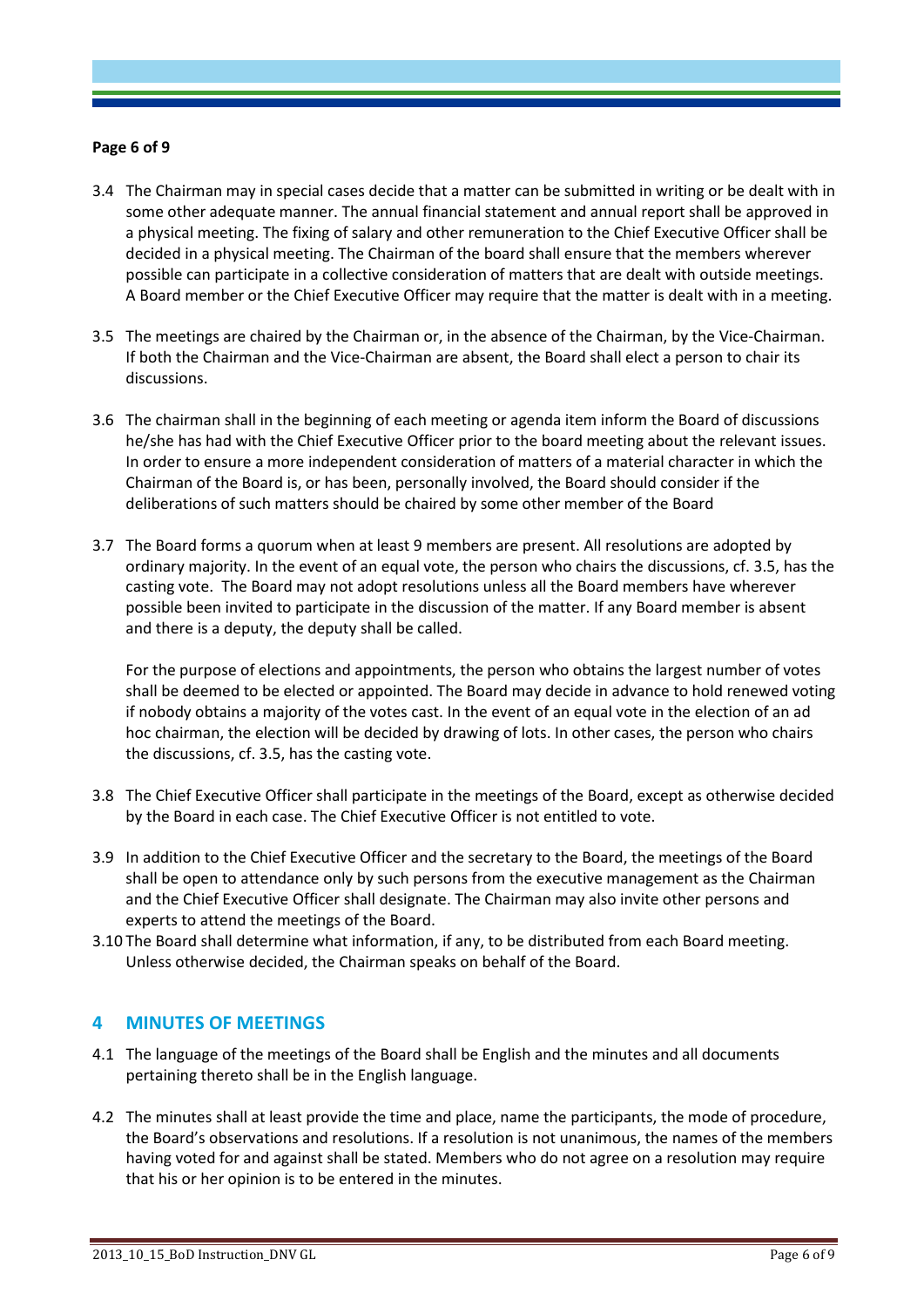3.4 The Chairman may in special cases decide that a matter can be submitted in writing or be dealt with in some other adequate manner. The annual financial statement and annual report shall be approved in a physical meeting. The fixing of salary and other remuneration to the Chief Executive Officer shall be decided in a physical meeting. The Chairman of the board shall ensure that the members wherever possible can participate in a collective consideration of matters that are dealt with outside meetings. A Board member or the Chief Executive Officer may require that the matter is dealt with in a meeting.

3.5 The meetings are chaired by the Chairman or, in the absence of the Chairman, by the Vice-Chairman. If both the Chairman and the Vice-Chairman are absent, the Board shall elect a person to chair its discussions.

3.6 The chairman shall in the beginning of each meeting or agenda item inform the Board of discussions he/she has had with the Chief Executive Officer prior to the board meeting about the relevant issues. In order to ensure a more independent consideration of matters of a material character in which the Chairman of the Board is, or has been, personally involved, the Board should consider if the deliberations of such matters should be chaired by some other member of the Board

3.7 The Board forms a quorum when at least 9 members are present. All resolutions are adopted by ordinary majority. In the event of an equal vote, the person who chairs the discussions, cf. 3.5, has the casting vote. The Board may not adopt resolutions unless all the Board members have wherever possible been invited to participate in the discussion of the matter. If any Board member is absent and there is a deputy, the deputy shall be called.

    For the purpose of elections and appointments, the person who obtains the largest number of votes shall be deemed to be elected or appointed. The Board may decide in advance to hold renewed voting if nobody obtains a majority of the votes cast. In the event of an equal vote in the election of an ad hoc chairman, the election will be decided by drawing of lots. In other cases, the person who chairs the discussions, cf. 3.5, has the casting vote.

3.8 The Chief Executive Officer shall participate in the meetings of the Board, except as otherwise decided by the Board in each case. The Chief Executive Officer is not entitled to vote.

3.9 In addition to the Chief Executive Officer and the secretary to the Board, the meetings of the Board shall be open to attendance only by such persons from the executive management as the Chairman and the Chief Executive Officer shall designate. The Chairman may also invite other persons and experts to attend the meetings of the Board.

3.10 The Board shall determine what information, if any, to be distributed from each Board meeting. Unless otherwise decided, the Chairman speaks on behalf of the Board.

## 4 MINUTES OF MEETINGS

4.1 The language of the meetings of the Board shall be English and the minutes and all documents pertaining thereto shall be in the English language.

4.2 The minutes shall at least provide the time and place, name the participants, the mode of procedure, the Board's observations and resolutions. If a resolution is not unanimous, the names of the members having voted for and against shall be stated. Members who do not agree on a resolution may require that his or her opinion is to be entered in the minutes.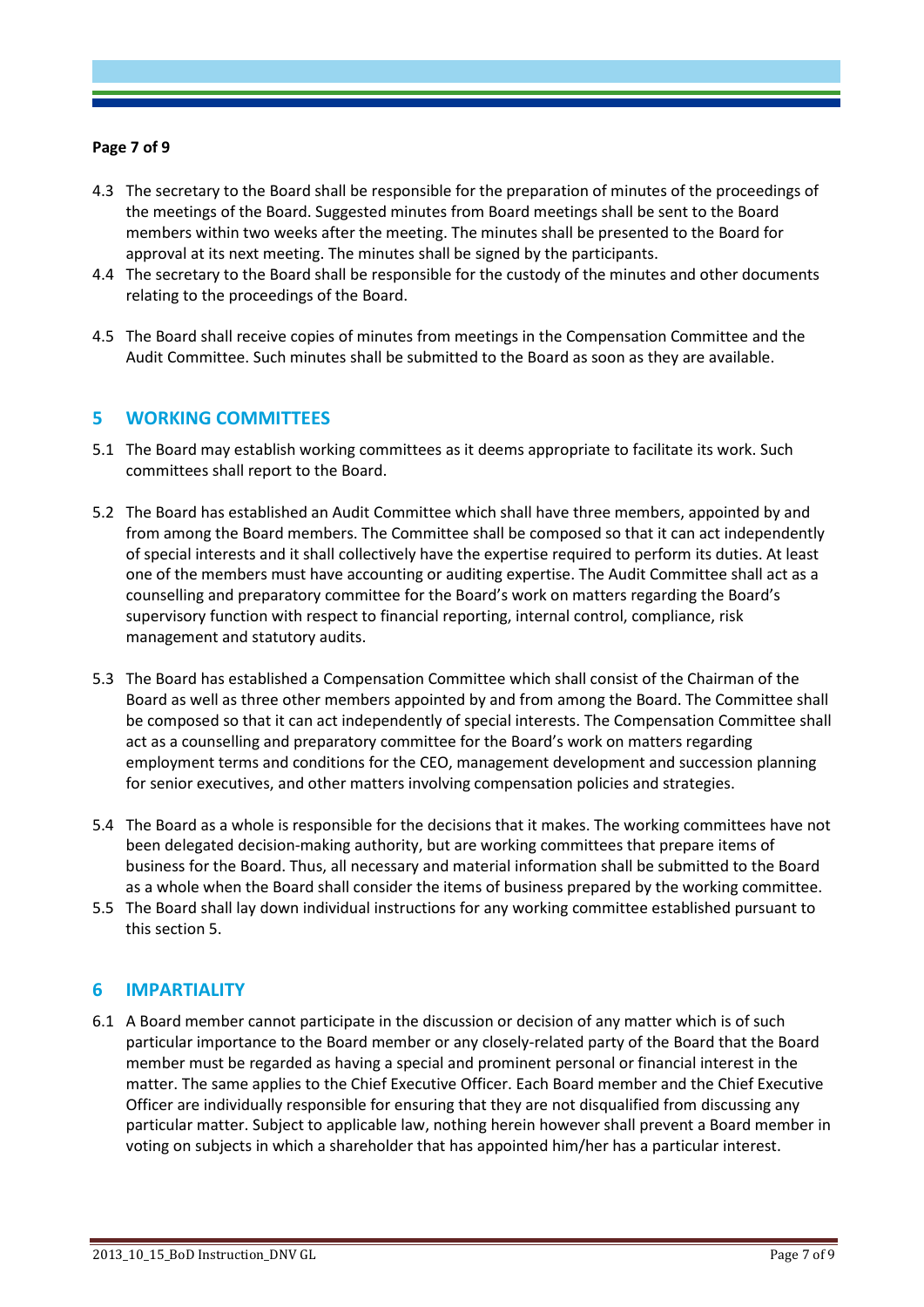4.3 The secretary to the Board shall be responsible for the preparation of minutes of the proceedings of the meetings of the Board. Suggested minutes from Board meetings shall be sent to the Board members within two weeks after the meeting. The minutes shall be presented to the Board for approval at its next meeting. The minutes shall be signed by the participants.

4.4 The secretary to the Board shall be responsible for the custody of the minutes and other documents relating to the proceedings of the Board.

4.5 The Board shall receive copies of minutes from meetings in the Compensation Committee and the Audit Committee. Such minutes shall be submitted to the Board as soon as they are available.

## 5 WORKING COMMITTEES

5.1 The Board may establish working committees as it deems appropriate to facilitate its work. Such committees shall report to the Board.

5.2 The Board has established an Audit Committee which shall have three members, appointed by and from among the Board members. The Committee shall be composed so that it can act independently of special interests and it shall collectively have the expertise required to perform its duties. At least one of the members must have accounting or auditing expertise. The Audit Committee shall act as a counselling and preparatory committee for the Board's work on matters regarding the Board's supervisory function with respect to financial reporting, internal control, compliance, risk management and statutory audits.

5.3 The Board has established a Compensation Committee which shall consist of the Chairman of the Board as well as three other members appointed by and from among the Board. The Committee shall be composed so that it can act independently of special interests. The Compensation Committee shall act as a counselling and preparatory committee for the Board's work on matters regarding employment terms and conditions for the CEO, management development and succession planning for senior executives, and other matters involving compensation policies and strategies.

5.4 The Board as a whole is responsible for the decisions that it makes. The working committees have not been delegated decision-making authority, but are working committees that prepare items of business for the Board. Thus, all necessary and material information shall be submitted to the Board as a whole when the Board shall consider the items of business prepared by the working committee.

5.5 The Board shall lay down individual instructions for any working committee established pursuant to this section 5.

## 6 IMPARTIALITY

6.1 A Board member cannot participate in the discussion or decision of any matter which is of such particular importance to the Board member or any closely-related party of the Board that the Board member must be regarded as having a special and prominent personal or financial interest in the matter. The same applies to the Chief Executive Officer. Each Board member and the Chief Executive Officer are individually responsible for ensuring that they are not disqualified from discussing any particular matter. Subject to applicable law, nothing herein however shall prevent a Board member in voting on subjects in which a shareholder that has appointed him/her has a particular interest.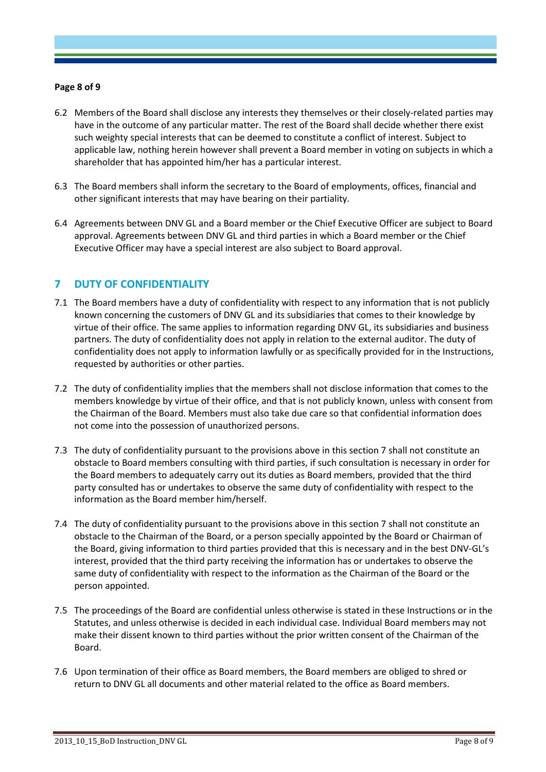6.2 Members of the Board shall disclose any interests they themselves or their closely-related parties may have in the outcome of any particular matter. The rest of the Board shall decide whether there exist such weighty special interests that can be deemed to constitute a conflict of interest. Subject to applicable law, nothing herein however shall prevent a Board member in voting on subjects in which a shareholder that has appointed him/her has a particular interest.

6.3 The Board members shall inform the secretary to the Board of employments, offices, financial and other significant interests that may have bearing on their partiality.

6.4 Agreements between DNV GL and a Board member or the Chief Executive Officer are subject to Board approval. Agreements between DNV GL and third parties in which a Board member or the Chief Executive Officer may have a special interest are also subject to Board approval.

## 7 DUTY OF CONFIDENTIALITY

7.1 The Board members have a duty of confidentiality with respect to any information that is not publicly known concerning the customers of DNV GL and its subsidiaries that comes to their knowledge by virtue of their office. The same applies to information regarding DNV GL, its subsidiaries and business partners. The duty of confidentiality does not apply in relation to the external auditor. The duty of confidentiality does not apply to information lawfully or as specifically provided for in the Instructions, requested by authorities or other parties.

7.2 The duty of confidentiality implies that the members shall not disclose information that comes to the members knowledge by virtue of their office, and that is not publicly known, unless with consent from the Chairman of the Board. Members must also take due care so that confidential information does not come into the possession of unauthorized persons.

7.3 The duty of confidentiality pursuant to the provisions above in this section 7 shall not constitute an obstacle to Board members consulting with third parties, if such consultation is necessary in order for the Board members to adequately carry out its duties as Board members, provided that the third party consulted has or undertakes to observe the same duty of confidentiality with respect to the information as the Board member him/herself.

7.4 The duty of confidentiality pursuant to the provisions above in this section 7 shall not constitute an obstacle to the Chairman of the Board, or a person specially appointed by the Board or Chairman of the Board, giving information to third parties provided that this is necessary and in the best DNV-GL's interest, provided that the third party receiving the information has or undertakes to observe the same duty of confidentiality with respect to the information as the Chairman of the Board or the person appointed.

7.5 The proceedings of the Board are confidential unless otherwise is stated in these Instructions or in the Statutes, and unless otherwise is decided in each individual case. Individual Board members may not make their dissent known to third parties without the prior written consent of the Chairman of the Board.

7.6 Upon termination of their office as Board members, the Board members are obliged to shred or return to DNV GL all documents and other material related to the office as Board members.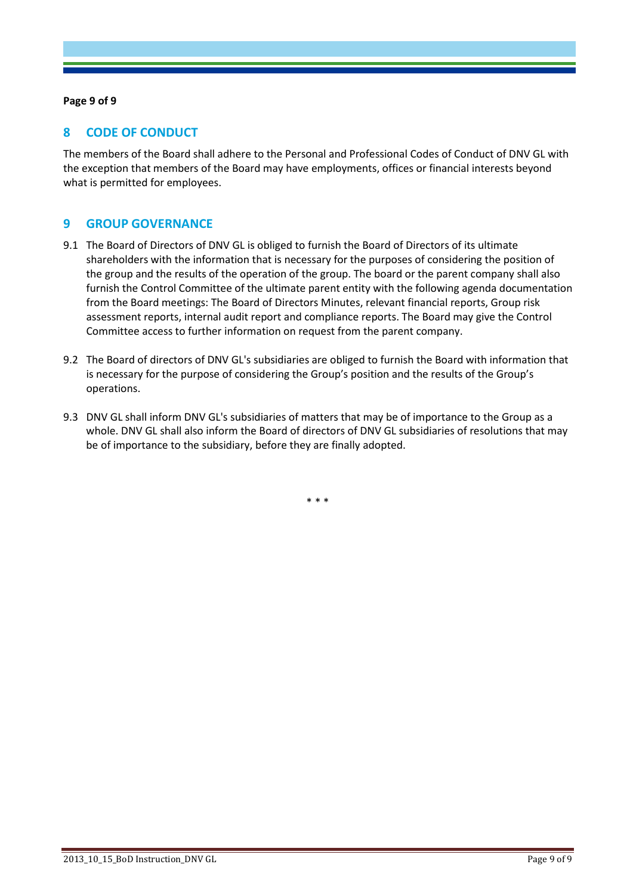## 8 CODE OF CONDUCT

The members of the Board shall adhere to the Personal and Professional Codes of Conduct of DNV GL with the exception that members of the Board may have employments, offices or financial interests beyond what is permitted for employees.

## 9 GROUP GOVERNANCE

9.1 The Board of Directors of DNV GL is obliged to furnish the Board of Directors of its ultimate shareholders with the information that is necessary for the purposes of considering the position of the group and the results of the operation of the group. The board or the parent company shall also furnish the Control Committee of the ultimate parent entity with the following agenda documentation from the Board meetings: The Board of Directors Minutes, relevant financial reports, Group risk assessment reports, internal audit report and compliance reports. The Board may give the Control Committee access to further information on request from the parent company.

9.2 The Board of directors of DNV GL's subsidiaries are obliged to furnish the Board with information that is necessary for the purpose of considering the Group's position and the results of the Group's operations.

9.3 DNV GL shall inform DNV GL's subsidiaries of matters that may be of importance to the Group as a whole. DNV GL shall also inform the Board of directors of DNV GL subsidiaries of resolutions that may be of importance to the subsidiary, before they are finally adopted.

* * *